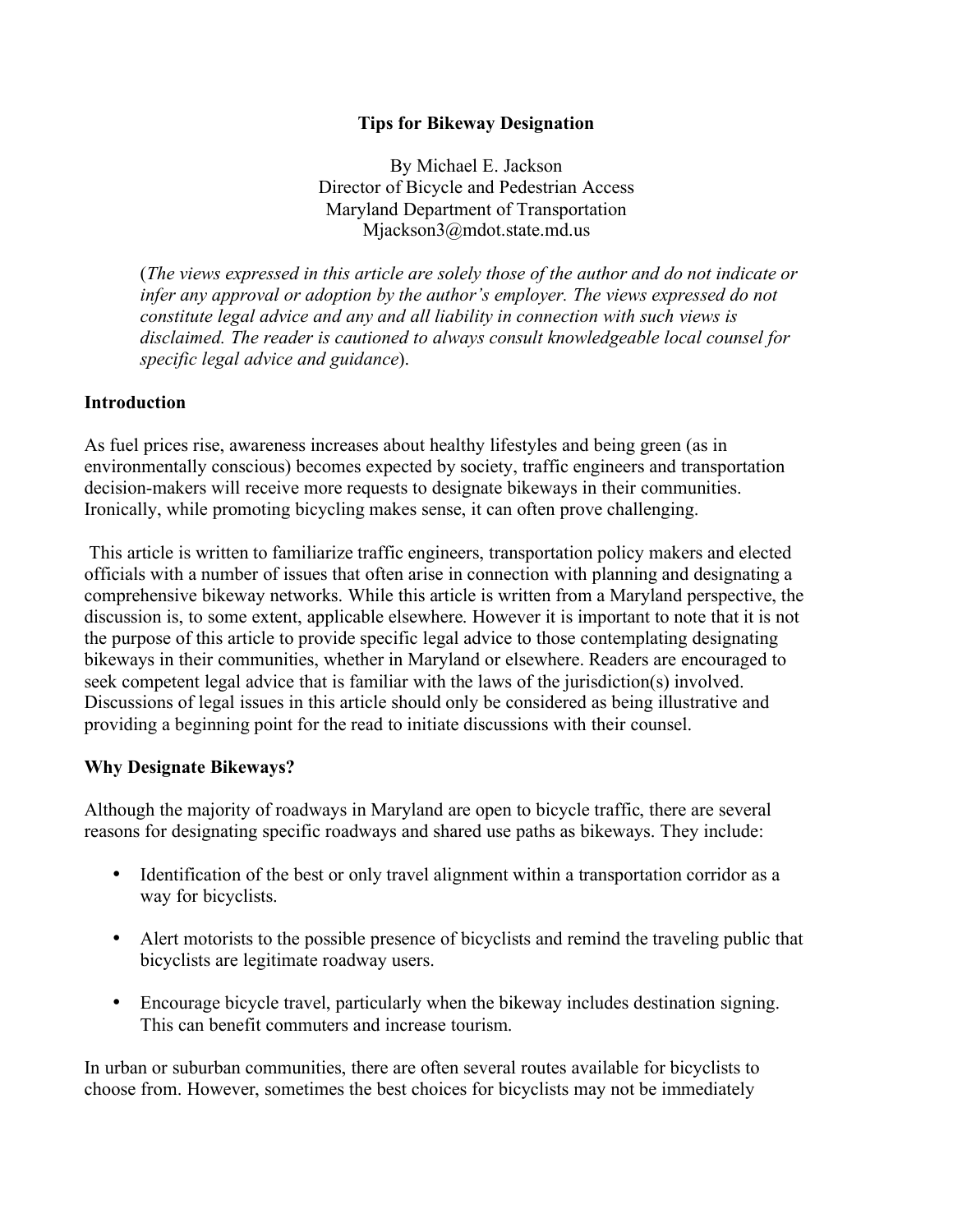# Tips for Bikeway Designation

By Michael E. Jackson
Director of Bicycle and Pedestrian Access
Maryland Department of Transportation
Mjackson3@mdot.state.md.us

(*The views expressed in this article are solely those of the author and do not indicate or infer any approval or adoption by the author's employer. The views expressed do not constitute legal advice and any and all liability in connection with such views is disclaimed. The reader is cautioned to always consult knowledgeable local counsel for specific legal advice and guidance*).

## Introduction

As fuel prices rise, awareness increases about healthy lifestyles and being green (as in environmentally conscious) becomes expected by society, traffic engineers and transportation decision-makers will receive more requests to designate bikeways in their communities. Ironically, while promoting bicycling makes sense, it can often prove challenging.

This article is written to familiarize traffic engineers, transportation policy makers and elected officials with a number of issues that often arise in connection with planning and designating a comprehensive bikeway networks. While this article is written from a Maryland perspective, the discussion is, to some extent, applicable elsewhere. However it is important to note that it is not the purpose of this article to provide specific legal advice to those contemplating designating bikeways in their communities, whether in Maryland or elsewhere. Readers are encouraged to seek competent legal advice that is familiar with the laws of the jurisdiction(s) involved. Discussions of legal issues in this article should only be considered as being illustrative and providing a beginning point for the read to initiate discussions with their counsel.

## Why Designate Bikeways?

Although the majority of roadways in Maryland are open to bicycle traffic, there are several reasons for designating specific roadways and shared use paths as bikeways. They include:

- Identification of the best or only travel alignment within a transportation corridor as a way for bicyclists.
- Alert motorists to the possible presence of bicyclists and remind the traveling public that bicyclists are legitimate roadway users.
- Encourage bicycle travel, particularly when the bikeway includes destination signing. This can benefit commuters and increase tourism.

In urban or suburban communities, there are often several routes available for bicyclists to choose from. However, sometimes the best choices for bicyclists may not be immediately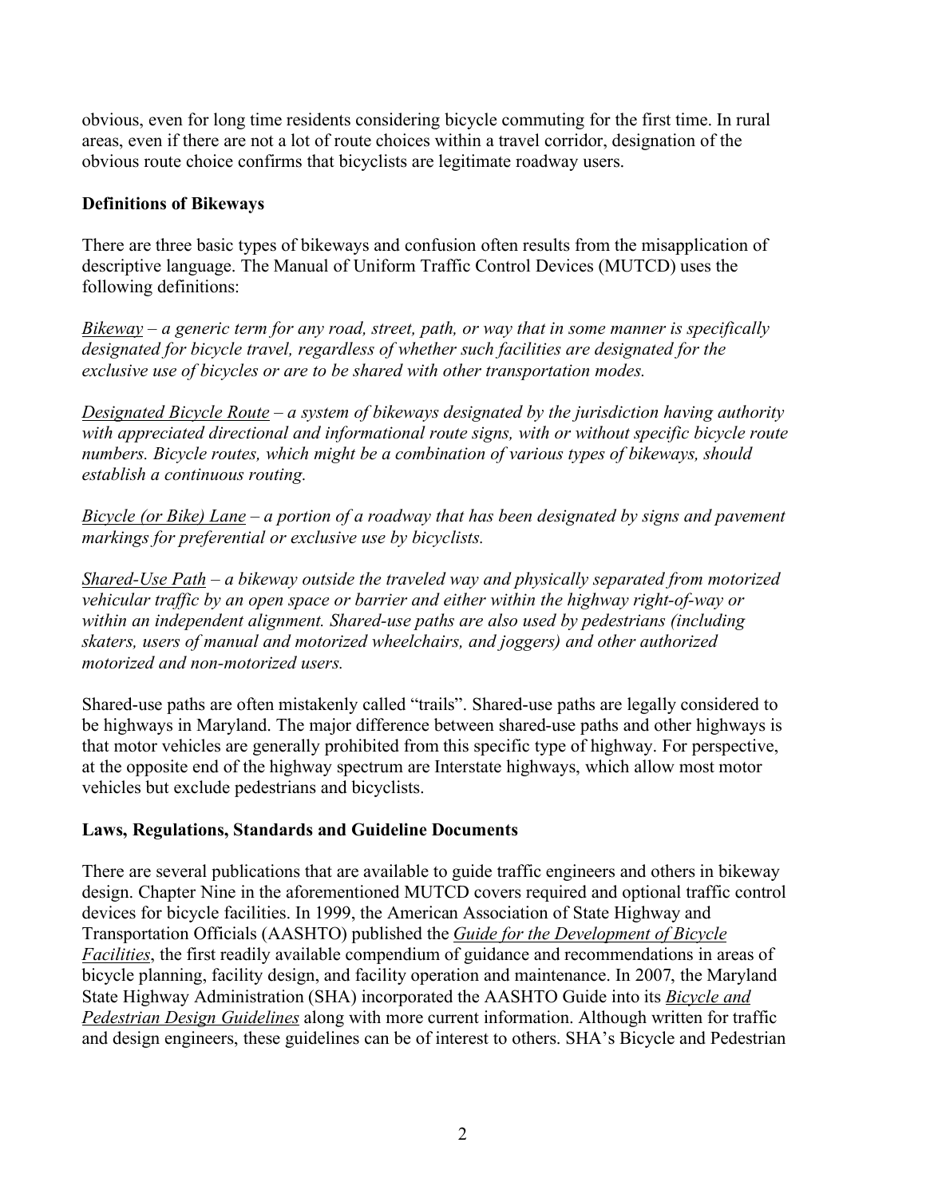obvious, even for long time residents considering bicycle commuting for the first time. In rural areas, even if there are not a lot of route choices within a travel corridor, designation of the obvious route choice confirms that bicyclists are legitimate roadway users.

**Definitions of Bikeways**

There are three basic types of bikeways and confusion often results from the misapplication of descriptive language. The Manual of Uniform Traffic Control Devices (MUTCD) uses the following definitions:

*<u>Bikeway</u> – a generic term for any road, street, path, or way that in some manner is specifically designated for bicycle travel, regardless of whether such facilities are designated for the exclusive use of bicycles or are to be shared with other transportation modes.*

*<u>Designated Bicycle Route</u> – a system of bikeways designated by the jurisdiction having authority with appreciated directional and informational route signs, with or without specific bicycle route numbers. Bicycle routes, which might be a combination of various types of bikeways, should establish a continuous routing.*

*<u>Bicycle (or Bike) Lane</u> – a portion of a roadway that has been designated by signs and pavement markings for preferential or exclusive use by bicyclists.*

*<u>Shared-Use Path</u> – a bikeway outside the traveled way and physically separated from motorized vehicular traffic by an open space or barrier and either within the highway right-of-way or within an independent alignment. Shared-use paths are also used by pedestrians (including skaters, users of manual and motorized wheelchairs, and joggers) and other authorized motorized and non-motorized users.*

Shared-use paths are often mistakenly called "trails". Shared-use paths are legally considered to be highways in Maryland. The major difference between shared-use paths and other highways is that motor vehicles are generally prohibited from this specific type of highway. For perspective, at the opposite end of the highway spectrum are Interstate highways, which allow most motor vehicles but exclude pedestrians and bicyclists.

**Laws, Regulations, Standards and Guideline Documents**

There are several publications that are available to guide traffic engineers and others in bikeway design. Chapter Nine in the aforementioned MUTCD covers required and optional traffic control devices for bicycle facilities. In 1999, the American Association of State Highway and Transportation Officials (AASHTO) published the *<u>Guide for the Development of Bicycle Facilities</u>*, the first readily available compendium of guidance and recommendations in areas of bicycle planning, facility design, and facility operation and maintenance. In 2007, the Maryland State Highway Administration (SHA) incorporated the AASHTO Guide into its *<u>Bicycle and Pedestrian Design Guidelines</u>* along with more current information. Although written for traffic and design engineers, these guidelines can be of interest to others. SHA's Bicycle and Pedestrian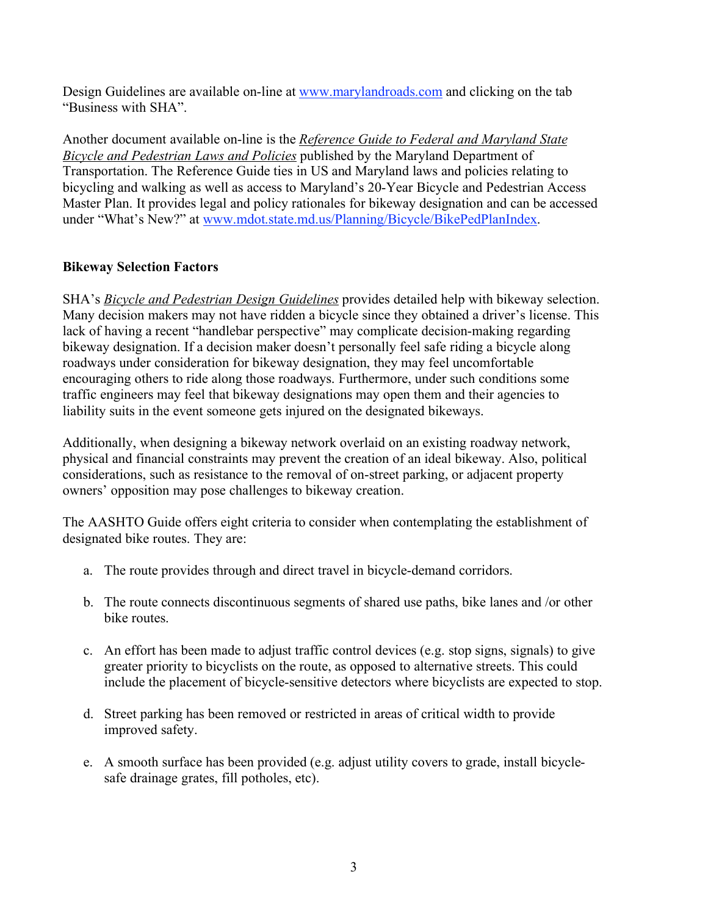Design Guidelines are available on-line at [www.marylandroads.com](http://www.marylandroads.com) and clicking on the tab "Business with SHA".

Another document available on-line is the *Reference Guide to Federal and Maryland State Bicycle and Pedestrian Laws and Policies* published by the Maryland Department of Transportation. The Reference Guide ties in US and Maryland laws and policies relating to bicycling and walking as well as access to Maryland's 20-Year Bicycle and Pedestrian Access Master Plan. It provides legal and policy rationales for bikeway designation and can be accessed under "What's New?" at [www.mdot.state.md.us/Planning/Bicycle/BikePedPlanIndex](http://www.mdot.state.md.us/Planning/Bicycle/BikePedPlanIndex).

**Bikeway Selection Factors**

SHA's *Bicycle and Pedestrian Design Guidelines* provides detailed help with bikeway selection. Many decision makers may not have ridden a bicycle since they obtained a driver's license. This lack of having a recent "handlebar perspective" may complicate decision-making regarding bikeway designation. If a decision maker doesn't personally feel safe riding a bicycle along roadways under consideration for bikeway designation, they may feel uncomfortable encouraging others to ride along those roadways. Furthermore, under such conditions some traffic engineers may feel that bikeway designations may open them and their agencies to liability suits in the event someone gets injured on the designated bikeways.

Additionally, when designing a bikeway network overlaid on an existing roadway network, physical and financial constraints may prevent the creation of an ideal bikeway. Also, political considerations, such as resistance to the removal of on-street parking, or adjacent property owners' opposition may pose challenges to bikeway creation.

The AASHTO Guide offers eight criteria to consider when contemplating the establishment of designated bike routes. They are:

a. The route provides through and direct travel in bicycle-demand corridors.

b. The route connects discontinuous segments of shared use paths, bike lanes and /or other bike routes.

c. An effort has been made to adjust traffic control devices (e.g. stop signs, signals) to give greater priority to bicyclists on the route, as opposed to alternative streets. This could include the placement of bicycle-sensitive detectors where bicyclists are expected to stop.

d. Street parking has been removed or restricted in areas of critical width to provide improved safety.

e. A smooth surface has been provided (e.g. adjust utility covers to grade, install bicycle-safe drainage grates, fill potholes, etc).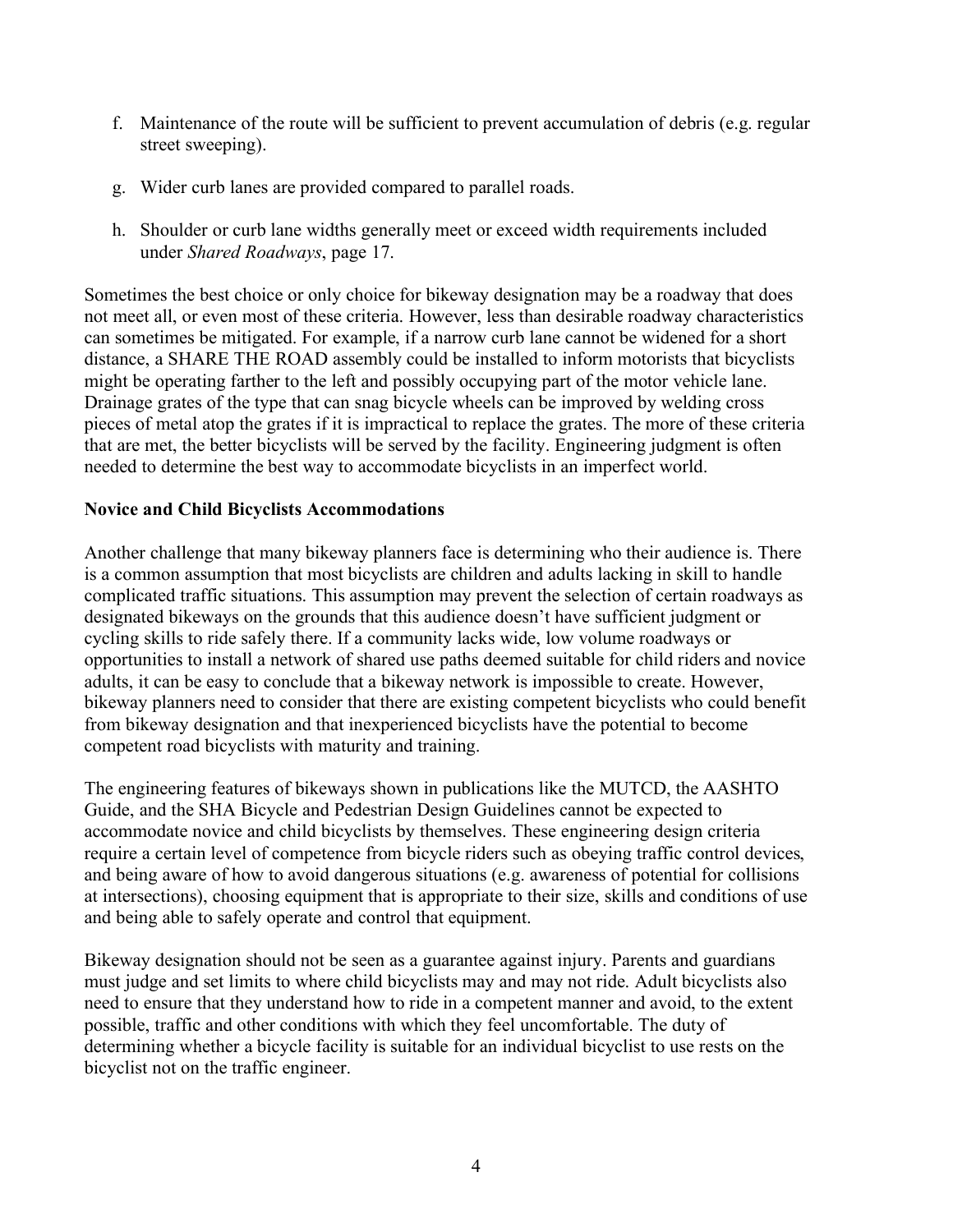f. Maintenance of the route will be sufficient to prevent accumulation of debris (e.g. regular street sweeping).

g. Wider curb lanes are provided compared to parallel roads.

h. Shoulder or curb lane widths generally meet or exceed width requirements included under *Shared Roadways*, page 17.

Sometimes the best choice or only choice for bikeway designation may be a roadway that does not meet all, or even most of these criteria. However, less than desirable roadway characteristics can sometimes be mitigated. For example, if a narrow curb lane cannot be widened for a short distance, a SHARE THE ROAD assembly could be installed to inform motorists that bicyclists might be operating farther to the left and possibly occupying part of the motor vehicle lane. Drainage grates of the type that can snag bicycle wheels can be improved by welding cross pieces of metal atop the grates if it is impractical to replace the grates. The more of these criteria that are met, the better bicyclists will be served by the facility. Engineering judgment is often needed to determine the best way to accommodate bicyclists in an imperfect world.

**Novice and Child Bicyclists Accommodations**

Another challenge that many bikeway planners face is determining who their audience is. There is a common assumption that most bicyclists are children and adults lacking in skill to handle complicated traffic situations. This assumption may prevent the selection of certain roadways as designated bikeways on the grounds that this audience doesn't have sufficient judgment or cycling skills to ride safely there. If a community lacks wide, low volume roadways or opportunities to install a network of shared use paths deemed suitable for child riders and novice adults, it can be easy to conclude that a bikeway network is impossible to create. However, bikeway planners need to consider that there are existing competent bicyclists who could benefit from bikeway designation and that inexperienced bicyclists have the potential to become competent road bicyclists with maturity and training.

The engineering features of bikeways shown in publications like the MUTCD, the AASHTO Guide, and the SHA Bicycle and Pedestrian Design Guidelines cannot be expected to accommodate novice and child bicyclists by themselves. These engineering design criteria require a certain level of competence from bicycle riders such as obeying traffic control devices, and being aware of how to avoid dangerous situations (e.g. awareness of potential for collisions at intersections), choosing equipment that is appropriate to their size, skills and conditions of use and being able to safely operate and control that equipment.

Bikeway designation should not be seen as a guarantee against injury. Parents and guardians must judge and set limits to where child bicyclists may and may not ride. Adult bicyclists also need to ensure that they understand how to ride in a competent manner and avoid, to the extent possible, traffic and other conditions with which they feel uncomfortable. The duty of determining whether a bicycle facility is suitable for an individual bicyclist to use rests on the bicyclist not on the traffic engineer.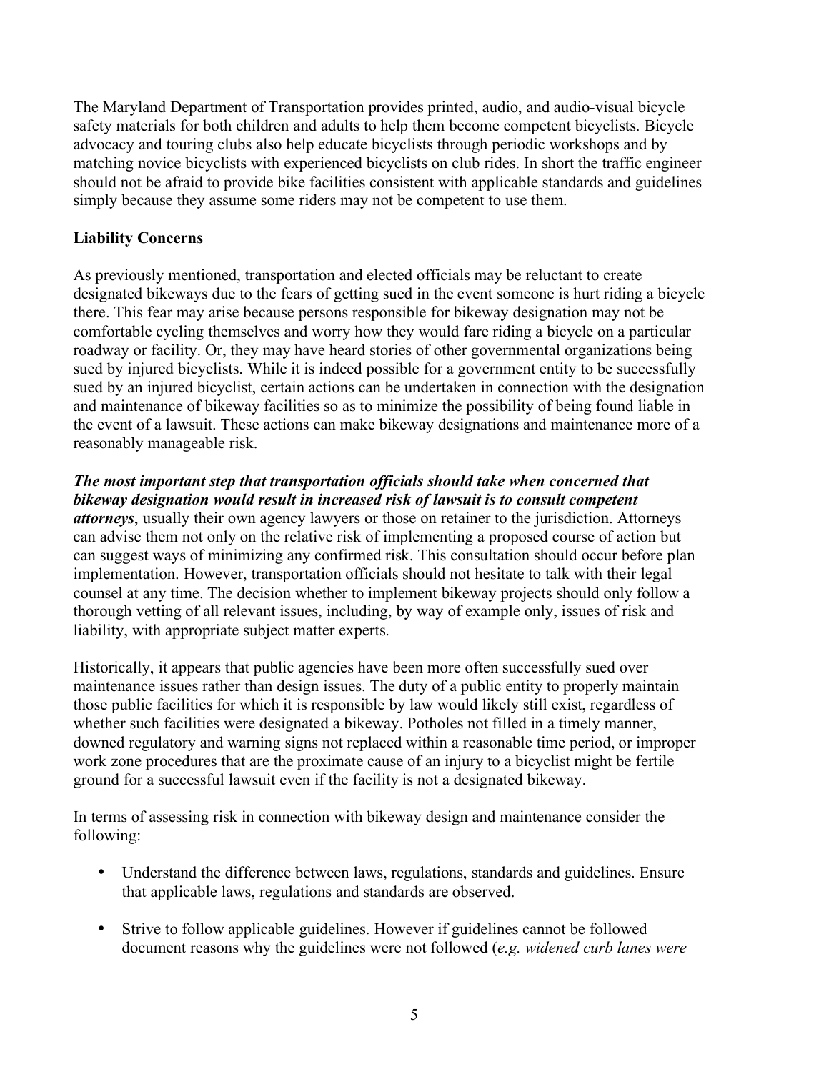The Maryland Department of Transportation provides printed, audio, and audio-visual bicycle safety materials for both children and adults to help them become competent bicyclists. Bicycle advocacy and touring clubs also help educate bicyclists through periodic workshops and by matching novice bicyclists with experienced bicyclists on club rides. In short the traffic engineer should not be afraid to provide bike facilities consistent with applicable standards and guidelines simply because they assume some riders may not be competent to use them.

## Liability Concerns

As previously mentioned, transportation and elected officials may be reluctant to create designated bikeways due to the fears of getting sued in the event someone is hurt riding a bicycle there. This fear may arise because persons responsible for bikeway designation may not be comfortable cycling themselves and worry how they would fare riding a bicycle on a particular roadway or facility. Or, they may have heard stories of other governmental organizations being sued by injured bicyclists. While it is indeed possible for a government entity to be successfully sued by an injured bicyclist, certain actions can be undertaken in connection with the designation and maintenance of bikeway facilities so as to minimize the possibility of being found liable in the event of a lawsuit. These actions can make bikeway designations and maintenance more of a reasonably manageable risk.

***The most important step that transportation officials should take when concerned that bikeway designation would result in increased risk of lawsuit is to consult competent attorneys***, usually their own agency lawyers or those on retainer to the jurisdiction. Attorneys can advise them not only on the relative risk of implementing a proposed course of action but can suggest ways of minimizing any confirmed risk. This consultation should occur before plan implementation. However, transportation officials should not hesitate to talk with their legal counsel at any time. The decision whether to implement bikeway projects should only follow a thorough vetting of all relevant issues, including, by way of example only, issues of risk and liability, with appropriate subject matter experts.

Historically, it appears that public agencies have been more often successfully sued over maintenance issues rather than design issues. The duty of a public entity to properly maintain those public facilities for which it is responsible by law would likely still exist, regardless of whether such facilities were designated a bikeway. Potholes not filled in a timely manner, downed regulatory and warning signs not replaced within a reasonable time period, or improper work zone procedures that are the proximate cause of an injury to a bicyclist might be fertile ground for a successful lawsuit even if the facility is not a designated bikeway.

In terms of assessing risk in connection with bikeway design and maintenance consider the following:

- Understand the difference between laws, regulations, standards and guidelines. Ensure that applicable laws, regulations and standards are observed.
- Strive to follow applicable guidelines. However if guidelines cannot be followed document reasons why the guidelines were not followed (*e.g. widened curb lanes were*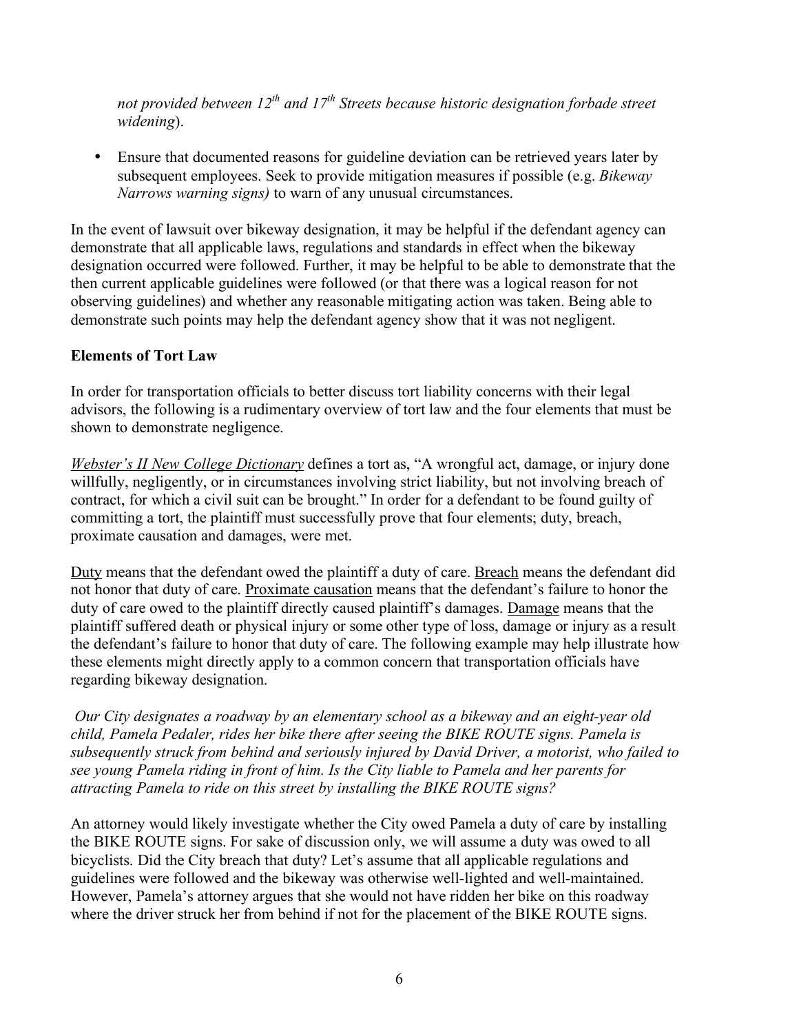*not provided between 12th and 17th Streets because historic designation forbade street widening*).

- Ensure that documented reasons for guideline deviation can be retrieved years later by subsequent employees. Seek to provide mitigation measures if possible (e.g. *Bikeway Narrows warning signs)* to warn of any unusual circumstances.

In the event of lawsuit over bikeway designation, it may be helpful if the defendant agency can demonstrate that all applicable laws, regulations and standards in effect when the bikeway designation occurred were followed. Further, it may be helpful to be able to demonstrate that the then current applicable guidelines were followed (or that there was a logical reason for not observing guidelines) and whether any reasonable mitigating action was taken. Being able to demonstrate such points may help the defendant agency show that it was not negligent.

**Elements of Tort Law**

In order for transportation officials to better discuss tort liability concerns with their legal advisors, the following is a rudimentary overview of tort law and the four elements that must be shown to demonstrate negligence.

*Webster's II New College Dictionary* defines a tort as, "A wrongful act, damage, or injury done willfully, negligently, or in circumstances involving strict liability, but not involving breach of contract, for which a civil suit can be brought." In order for a defendant to be found guilty of committing a tort, the plaintiff must successfully prove that four elements; duty, breach, proximate causation and damages, were met.

Duty means that the defendant owed the plaintiff a duty of care. Breach means the defendant did not honor that duty of care. Proximate causation means that the defendant's failure to honor the duty of care owed to the plaintiff directly caused plaintiff's damages. Damage means that the plaintiff suffered death or physical injury or some other type of loss, damage or injury as a result the defendant's failure to honor that duty of care. The following example may help illustrate how these elements might directly apply to a common concern that transportation officials have regarding bikeway designation.

*Our City designates a roadway by an elementary school as a bikeway and an eight-year old child, Pamela Pedaler, rides her bike there after seeing the BIKE ROUTE signs. Pamela is subsequently struck from behind and seriously injured by David Driver, a motorist, who failed to see young Pamela riding in front of him. Is the City liable to Pamela and her parents for attracting Pamela to ride on this street by installing the BIKE ROUTE signs?*

An attorney would likely investigate whether the City owed Pamela a duty of care by installing the BIKE ROUTE signs. For sake of discussion only, we will assume a duty was owed to all bicyclists. Did the City breach that duty? Let's assume that all applicable regulations and guidelines were followed and the bikeway was otherwise well-lighted and well-maintained. However, Pamela's attorney argues that she would not have ridden her bike on this roadway where the driver struck her from behind if not for the placement of the BIKE ROUTE signs.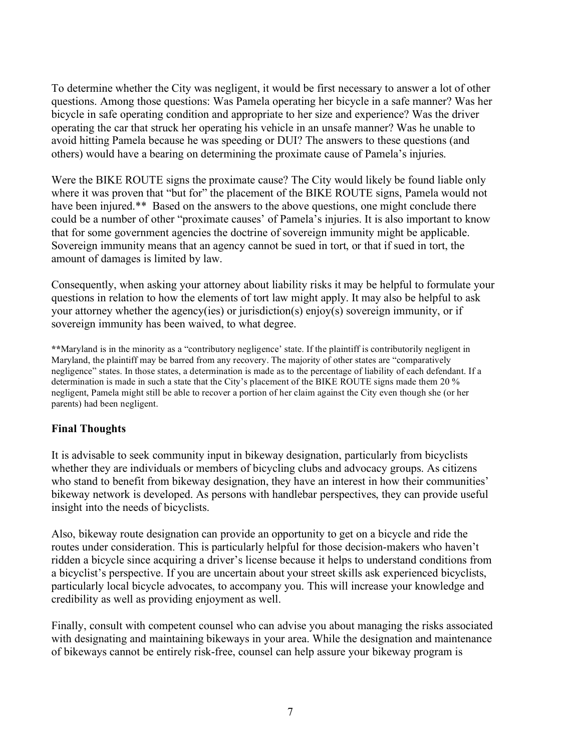To determine whether the City was negligent, it would be first necessary to answer a lot of other questions. Among those questions: Was Pamela operating her bicycle in a safe manner? Was her bicycle in safe operating condition and appropriate to her size and experience? Was the driver operating the car that struck her operating his vehicle in an unsafe manner? Was he unable to avoid hitting Pamela because he was speeding or DUI? The answers to these questions (and others) would have a bearing on determining the proximate cause of Pamela's injuries.

Were the BIKE ROUTE signs the proximate cause? The City would likely be found liable only where it was proven that "but for" the placement of the BIKE ROUTE signs, Pamela would not have been injured.** Based on the answers to the above questions, one might conclude there could be a number of other "proximate causes' of Pamela's injuries. It is also important to know that for some government agencies the doctrine of sovereign immunity might be applicable. Sovereign immunity means that an agency cannot be sued in tort, or that if sued in tort, the amount of damages is limited by law.

Consequently, when asking your attorney about liability risks it may be helpful to formulate your questions in relation to how the elements of tort law might apply. It may also be helpful to ask your attorney whether the agency(ies) or jurisdiction(s) enjoy(s) sovereign immunity, or if sovereign immunity has been waived, to what degree.

**Maryland is in the minority as a "contributory negligence' state. If the plaintiff is contributorily negligent in Maryland, the plaintiff may be barred from any recovery. The majority of other states are "comparatively negligence" states. In those states, a determination is made as to the percentage of liability of each defendant. If a determination is made in such a state that the City's placement of the BIKE ROUTE signs made them 20 % negligent, Pamela might still be able to recover a portion of her claim against the City even though she (or her parents) had been negligent.

## Final Thoughts

It is advisable to seek community input in bikeway designation, particularly from bicyclists whether they are individuals or members of bicycling clubs and advocacy groups. As citizens who stand to benefit from bikeway designation, they have an interest in how their communities' bikeway network is developed. As persons with handlebar perspectives, they can provide useful insight into the needs of bicyclists.

Also, bikeway route designation can provide an opportunity to get on a bicycle and ride the routes under consideration. This is particularly helpful for those decision-makers who haven't ridden a bicycle since acquiring a driver's license because it helps to understand conditions from a bicyclist's perspective. If you are uncertain about your street skills ask experienced bicyclists, particularly local bicycle advocates, to accompany you. This will increase your knowledge and credibility as well as providing enjoyment as well.

Finally, consult with competent counsel who can advise you about managing the risks associated with designating and maintaining bikeways in your area. While the designation and maintenance of bikeways cannot be entirely risk-free, counsel can help assure your bikeway program is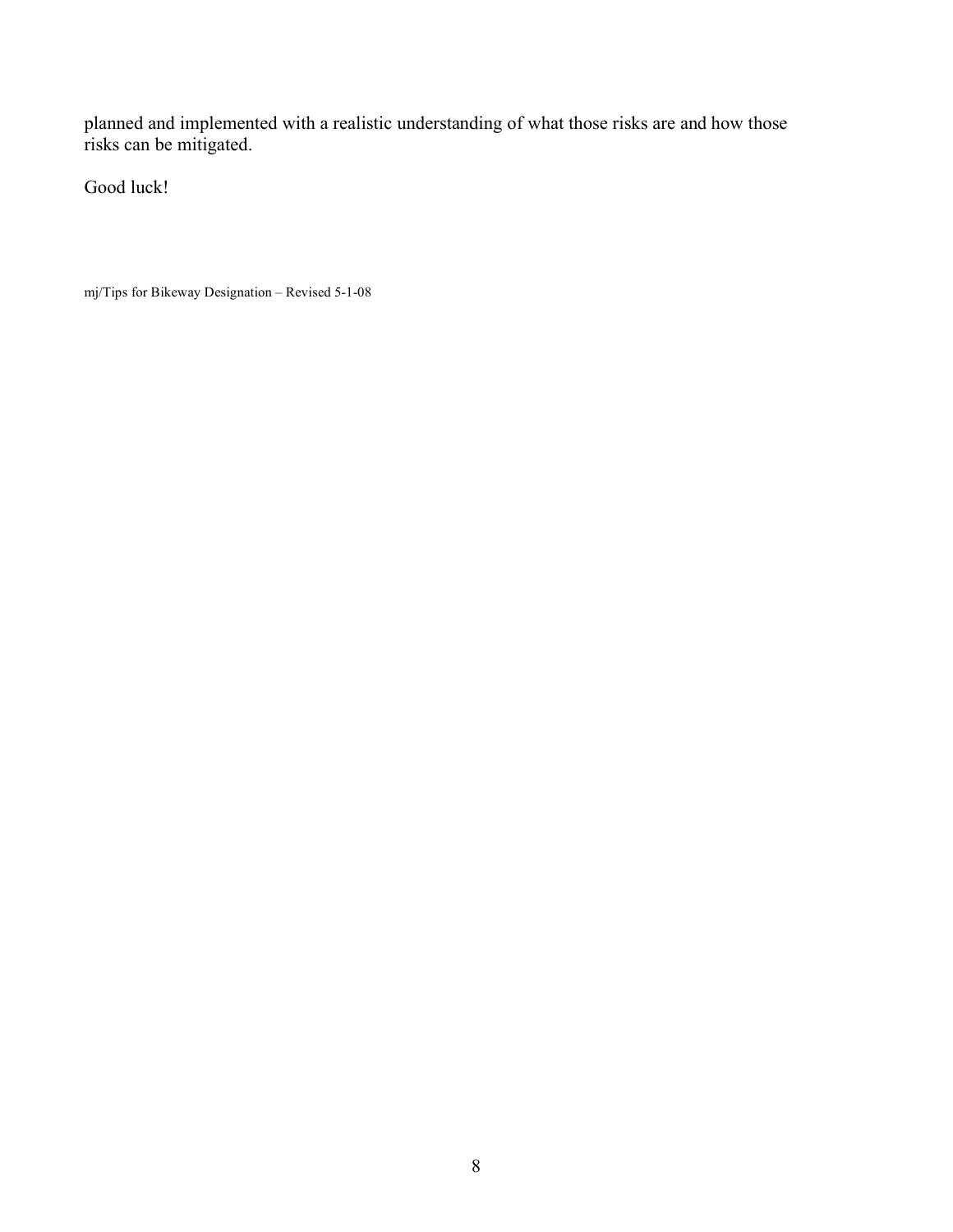planned and implemented with a realistic understanding of what those risks are and how those risks can be mitigated.

Good luck!

mj/Tips for Bikeway Designation – Revised 5-1-08